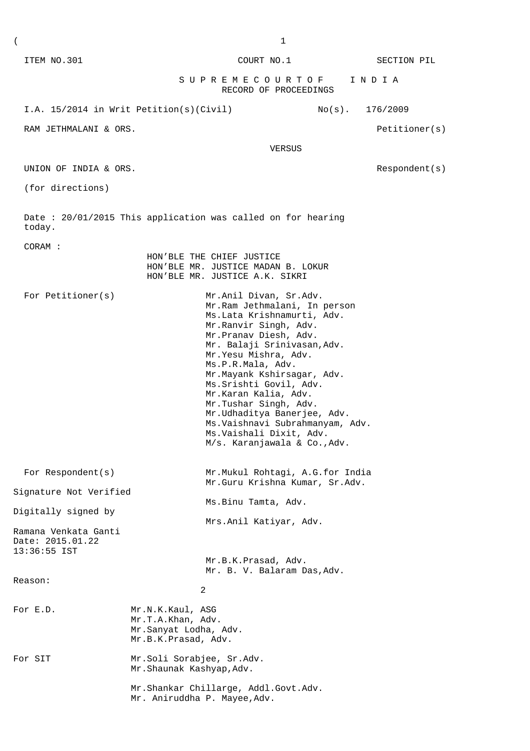ITEM NO.301 COURT NO.1 SECTION PIL

# S U P R E M E C O U R T O F I N D I A
## RECORD OF PROCEEDINGS

I.A. 15/2014 in Writ Petition(s)(Civil) No(s). 176/2009

RAM JETHMALANI & ORS. Petitioner(s)

VERSUS

UNION OF INDIA & ORS. Respondent(s)

(for directions)

Date : 20/01/2015 This application was called on for hearing today.

CORAM :

HON'BLE THE CHIEF JUSTICE
HON'BLE MR. JUSTICE MADAN B. LOKUR
HON'BLE MR. JUSTICE A.K. SIKRI

For Petitioner(s)

Mr.Anil Divan, Sr.Adv.
Mr.Ram Jethmalani, In person
Ms.Lata Krishnamurti, Adv.
Mr.Ranvir Singh, Adv.
Mr.Pranav Diesh, Adv.
Mr. Balaji Srinivasan,Adv.
Mr.Yesu Mishra, Adv.
Ms.P.R.Mala, Adv.
Mr.Mayank Kshirsagar, Adv.
Ms.Srishti Govil, Adv.
Mr.Karan Kalia, Adv.
Mr.Tushar Singh, Adv.
Mr.Udhaditya Banerjee, Adv.
Ms.Vaishnavi Subrahmanyam, Adv.
Ms.Vaishali Dixit, Adv.
M/s. Karanjawala & Co.,Adv.

For Respondent(s)

Mr.Mukul Rohtagi, A.G.for India
Mr.Guru Krishna Kumar, Sr.Adv.
Ms.Binu Tamta, Adv.
Mrs.Anil Katiyar, Adv.

Mr.B.K.Prasad, Adv.
Mr. B. V. Balaram Das,Adv.

Signature Not Verified
Digitally signed by
Ramana Venkata Ganti
Date: 2015.01.22
13:36:55 IST
Reason:

For E.D.

Mr.N.K.Kaul, ASG
Mr.T.A.Khan, Adv.
Mr.Sanyat Lodha, Adv.
Mr.B.K.Prasad, Adv.

For SIT

Mr.Soli Sorabjee, Sr.Adv.
Mr.Shaunak Kashyap,Adv.

Mr.Shankar Chillarge, Addl.Govt.Adv.
Mr. Aniruddha P. Mayee,Adv.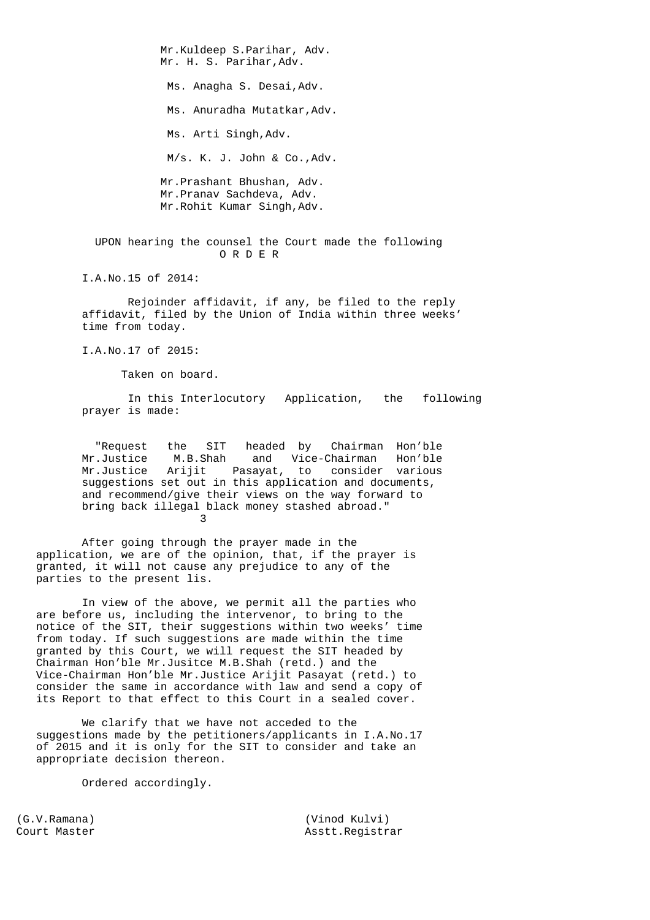Mr.Kuldeep S.Parihar, Adv.
Mr. H. S. Parihar,Adv.

Ms. Anagha S. Desai,Adv.

Ms. Anuradha Mutatkar,Adv.

Ms. Arti Singh,Adv.

M/s. K. J. John & Co.,Adv.

Mr.Prashant Bhushan, Adv.
Mr.Pranav Sachdeva, Adv.
Mr.Rohit Kumar Singh,Adv.

UPON hearing the counsel the Court made the following

O R D E R

I.A.No.15 of 2014:

Rejoinder affidavit, if any, be filed to the reply affidavit, filed by the Union of India within three weeks' time from today.

I.A.No.17 of 2015:

Taken on board.

In this Interlocutory Application, the following prayer is made:

"Request the SIT headed by Chairman Hon'ble Mr.Justice M.B.Shah and Vice-Chairman Hon'ble Mr.Justice Arijit Pasayat, to consider various suggestions set out in this application and documents, and recommend/give their views on the way forward to bring back illegal black money stashed abroad."

After going through the prayer made in the application, we are of the opinion, that, if the prayer is granted, it will not cause any prejudice to any of the parties to the present lis.

In view of the above, we permit all the parties who are before us, including the intervenor, to bring to the notice of the SIT, their suggestions within two weeks' time from today. If such suggestions are made within the time granted by this Court, we will request the SIT headed by Chairman Hon'ble Mr.Jusitce M.B.Shah (retd.) and the Vice-Chairman Hon'ble Mr.Justice Arijit Pasayat (retd.) to consider the same in accordance with law and send a copy of its Report to that effect to this Court in a sealed cover.

We clarify that we have not acceded to the suggestions made by the petitioners/applicants in I.A.No.17 of 2015 and it is only for the SIT to consider and take an appropriate decision thereon.

Ordered accordingly.

(G.V.Ramana)
Court Master

(Vinod Kulvi)
Asstt.Registrar